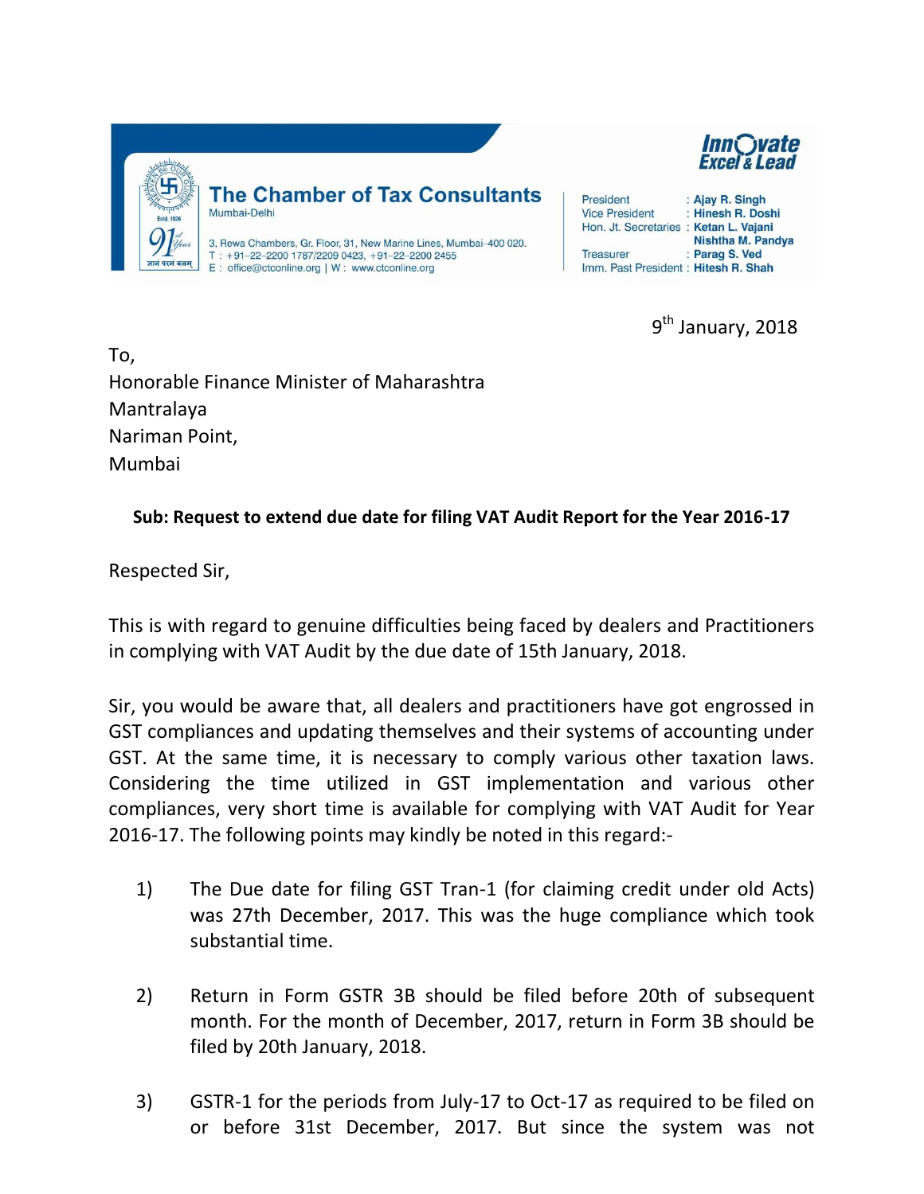**The Chamber of Tax Consultants**
Mumbai-Delhi

Estd. 1926 | 91 Years | ज्ञानं परमं बलम्

3, Rewa Chambers, Gr. Floor, 31, New Marine Lines, Mumbai–400 020.
T : +91–22–2200 1787/2209 0423, +91–22–2200 2455
E : office@ctconline.org | W : www.ctconline.org

Innovate Excel & Lead

President : Ajay R. Singh
Vice President : Hinesh R. Doshi
Hon. Jt. Secretaries : Ketan L. Vajani, Nishtha M. Pandya
Treasurer : Parag S. Ved
Imm. Past President : Hitesh R. Shah

9th January, 2018

To,
Honorable Finance Minister of Maharashtra
Mantralaya
Nariman Point,
Mumbai

**Sub: Request to extend due date for filing VAT Audit Report for the Year 2016-17**

Respected Sir,

This is with regard to genuine difficulties being faced by dealers and Practitioners in complying with VAT Audit by the due date of 15th January, 2018.

Sir, you would be aware that, all dealers and practitioners have got engrossed in GST compliances and updating themselves and their systems of accounting under GST. At the same time, it is necessary to comply various other taxation laws. Considering the time utilized in GST implementation and various other compliances, very short time is available for complying with VAT Audit for Year 2016-17. The following points may kindly be noted in this regard:-

1) The Due date for filing GST Tran-1 (for claiming credit under old Acts) was 27th December, 2017. This was the huge compliance which took substantial time.

2) Return in Form GSTR 3B should be filed before 20th of subsequent month. For the month of December, 2017, return in Form 3B should be filed by 20th January, 2018.

3) GSTR-1 for the periods from July-17 to Oct-17 as required to be filed on or before 31st December, 2017. But since the system was not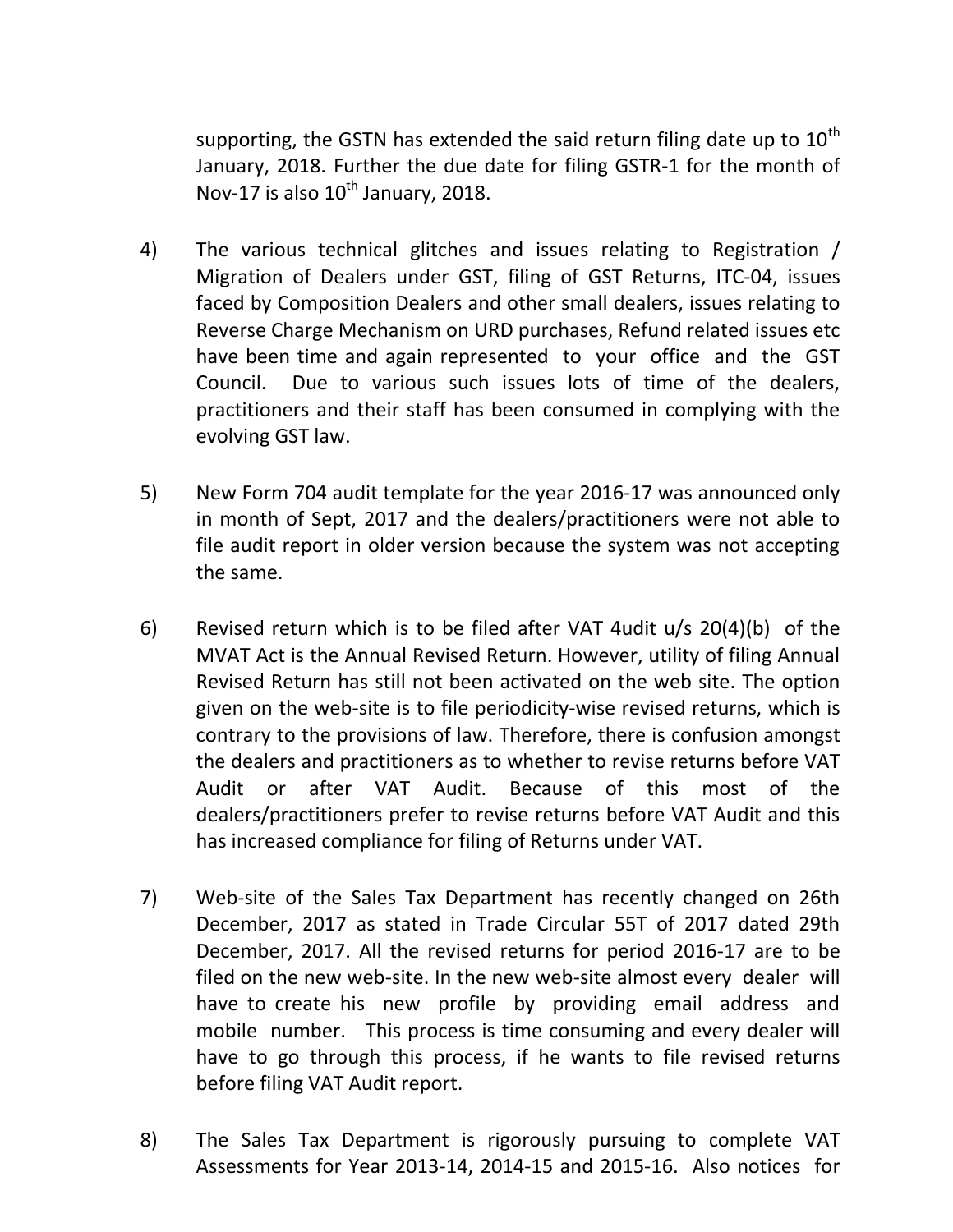supporting, the GSTN has extended the said return filing date up to 10th January, 2018. Further the due date for filing GSTR-1 for the month of Nov-17 is also 10th January, 2018.

4) The various technical glitches and issues relating to Registration / Migration of Dealers under GST, filing of GST Returns, ITC-04, issues faced by Composition Dealers and other small dealers, issues relating to Reverse Charge Mechanism on URD purchases, Refund related issues etc have been time and again represented to your office and the GST Council. Due to various such issues lots of time of the dealers, practitioners and their staff has been consumed in complying with the evolving GST law.

5) New Form 704 audit template for the year 2016-17 was announced only in month of Sept, 2017 and the dealers/practitioners were not able to file audit report in older version because the system was not accepting the same.

6) Revised return which is to be filed after VAT 4udit u/s 20(4)(b) of the MVAT Act is the Annual Revised Return. However, utility of filing Annual Revised Return has still not been activated on the web site. The option given on the web-site is to file periodicity-wise revised returns, which is contrary to the provisions of law. Therefore, there is confusion amongst the dealers and practitioners as to whether to revise returns before VAT Audit or after VAT Audit. Because of this most of the dealers/practitioners prefer to revise returns before VAT Audit and this has increased compliance for filing of Returns under VAT.

7) Web-site of the Sales Tax Department has recently changed on 26th December, 2017 as stated in Trade Circular 55T of 2017 dated 29th December, 2017. All the revised returns for period 2016-17 are to be filed on the new web-site. In the new web-site almost every dealer will have to create his new profile by providing email address and mobile number. This process is time consuming and every dealer will have to go through this process, if he wants to file revised returns before filing VAT Audit report.

8) The Sales Tax Department is rigorously pursuing to complete VAT Assessments for Year 2013-14, 2014-15 and 2015-16. Also notices for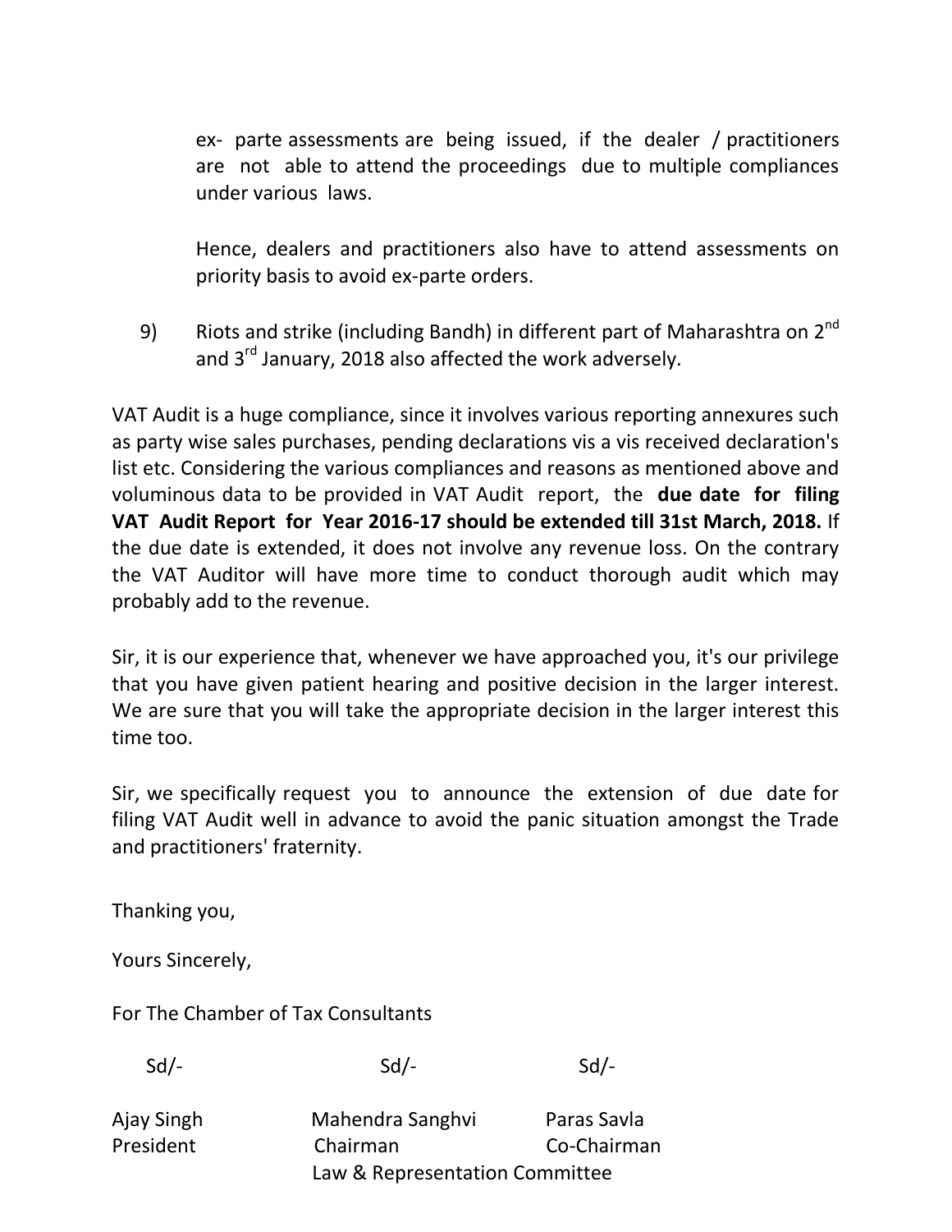ex- parte assessments are being issued, if the dealer / practitioners are not able to attend the proceedings due to multiple compliances under various laws.

Hence, dealers and practitioners also have to attend assessments on priority basis to avoid ex-parte orders.

9) Riots and strike (including Bandh) in different part of Maharashtra on 2nd and 3rd January, 2018 also affected the work adversely.

VAT Audit is a huge compliance, since it involves various reporting annexures such as party wise sales purchases, pending declarations vis a vis received declaration's list etc. Considering the various compliances and reasons as mentioned above and voluminous data to be provided in VAT Audit report, the **due date for filing VAT Audit Report for Year 2016-17 should be extended till 31st March, 2018.** If the due date is extended, it does not involve any revenue loss. On the contrary the VAT Auditor will have more time to conduct thorough audit which may probably add to the revenue.

Sir, it is our experience that, whenever we have approached you, it's our privilege that you have given patient hearing and positive decision in the larger interest. We are sure that you will take the appropriate decision in the larger interest this time too.

Sir, we specifically request you to announce the extension of due date for filing VAT Audit well in advance to avoid the panic situation amongst the Trade and practitioners' fraternity.

Thanking you,

Yours Sincerely,

For The Chamber of Tax Consultants

| | | |
|---|---|---|
| Sd/- | Sd/- | Sd/- |
| Ajay Singh | Mahendra Sanghvi | Paras Savla |
| President | Chairman | Co-Chairman |
| | Law & Representation Committee | |